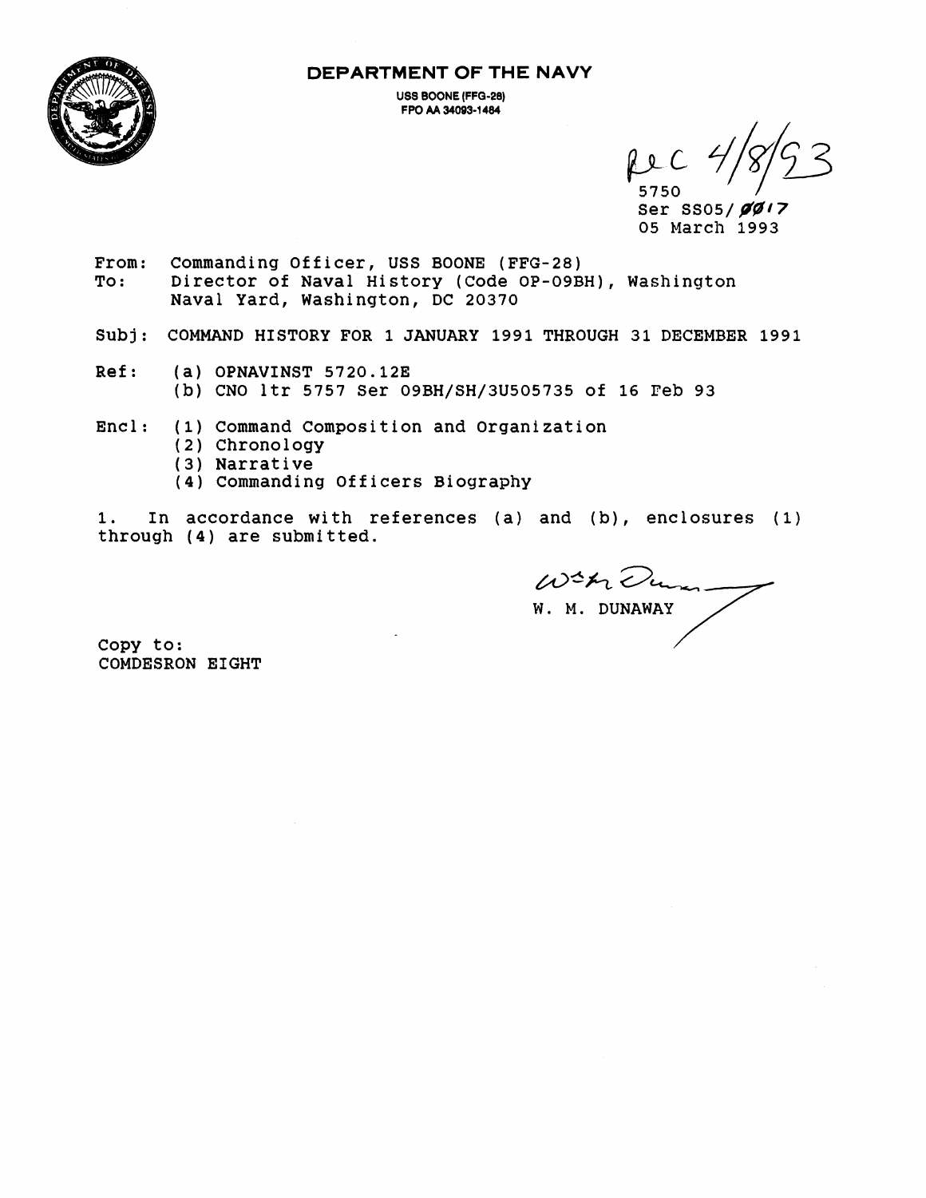**DEPARTMENT OF THE NAVY**

USS BOONE (FFG-28)
FPO AA 34093-1484

Rec 4/8/93

5750
Ser SS05/0017
05 March 1993

From: Commanding Officer, USS BOONE (FFG-28)
To: Director of Naval History (Code OP-09BH), Washington Naval Yard, Washington, DC 20370

Subj: COMMAND HISTORY FOR 1 JANUARY 1991 THROUGH 31 DECEMBER 1991

Ref: (a) OPNAVINST 5720.12E
(b) CNO ltr 5757 Ser 09BH/SH/3U505735 of 16 Feb 93

Encl: (1) Command Composition and Organization
(2) Chronology
(3) Narrative
(4) Commanding Officers Biography

1. In accordance with references (a) and (b), enclosures (1) through (4) are submitted.

W. M. DUNAWAY

Copy to:
COMDESRON EIGHT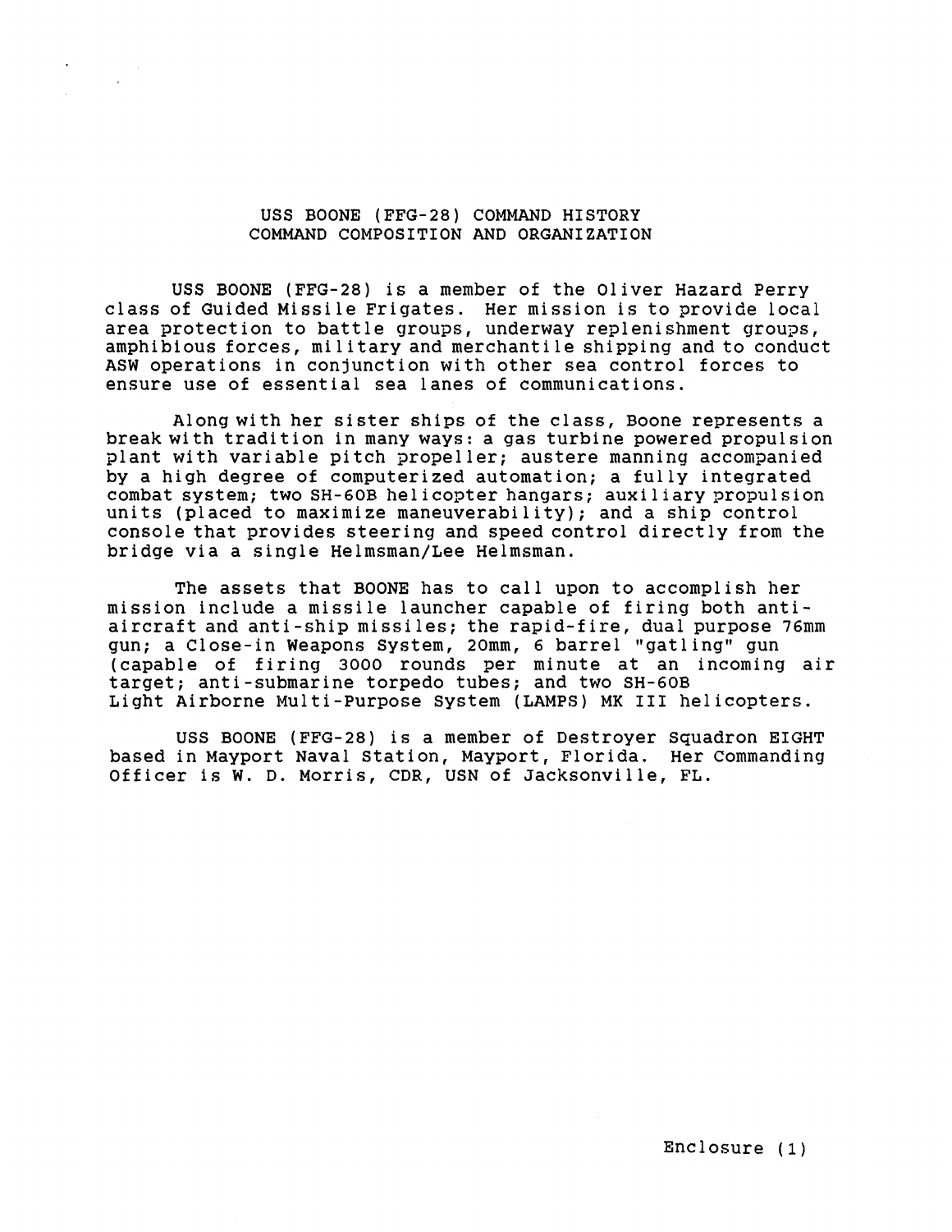# USS BOONE (FFG-28) COMMAND HISTORY
## COMMAND COMPOSITION AND ORGANIZATION

USS BOONE (FFG-28) is a member of the Oliver Hazard Perry class of Guided Missile Frigates. Her mission is to provide local area protection to battle groups, underway replenishment groups, amphibious forces, military and merchantile shipping and to conduct ASW operations in conjunction with other sea control forces to ensure use of essential sea lanes of communications.

Along with her sister ships of the class, Boone represents a break with tradition in many ways: a gas turbine powered propulsion plant with variable pitch propeller; austere manning accompanied by a high degree of computerized automation; a fully integrated combat system; two SH-60B helicopter hangars; auxiliary propulsion units (placed to maximize maneuverability); and a ship control console that provides steering and speed control directly from the bridge via a single Helmsman/Lee Helmsman.

The assets that BOONE has to call upon to accomplish her mission include a missile launcher capable of firing both anti-aircraft and anti-ship missiles; the rapid-fire, dual purpose 76mm gun; a Close-in Weapons System, 20mm, 6 barrel "gatling" gun (capable of firing 3000 rounds per minute at an incoming air target; anti-submarine torpedo tubes; and two SH-60B Light Airborne Multi-Purpose System (LAMPS) MK III helicopters.

USS BOONE (FFG-28) is a member of Destroyer Squadron EIGHT based in Mayport Naval Station, Mayport, Florida. Her Commanding Officer is W. D. Morris, CDR, USN of Jacksonville, FL.

Enclosure (1)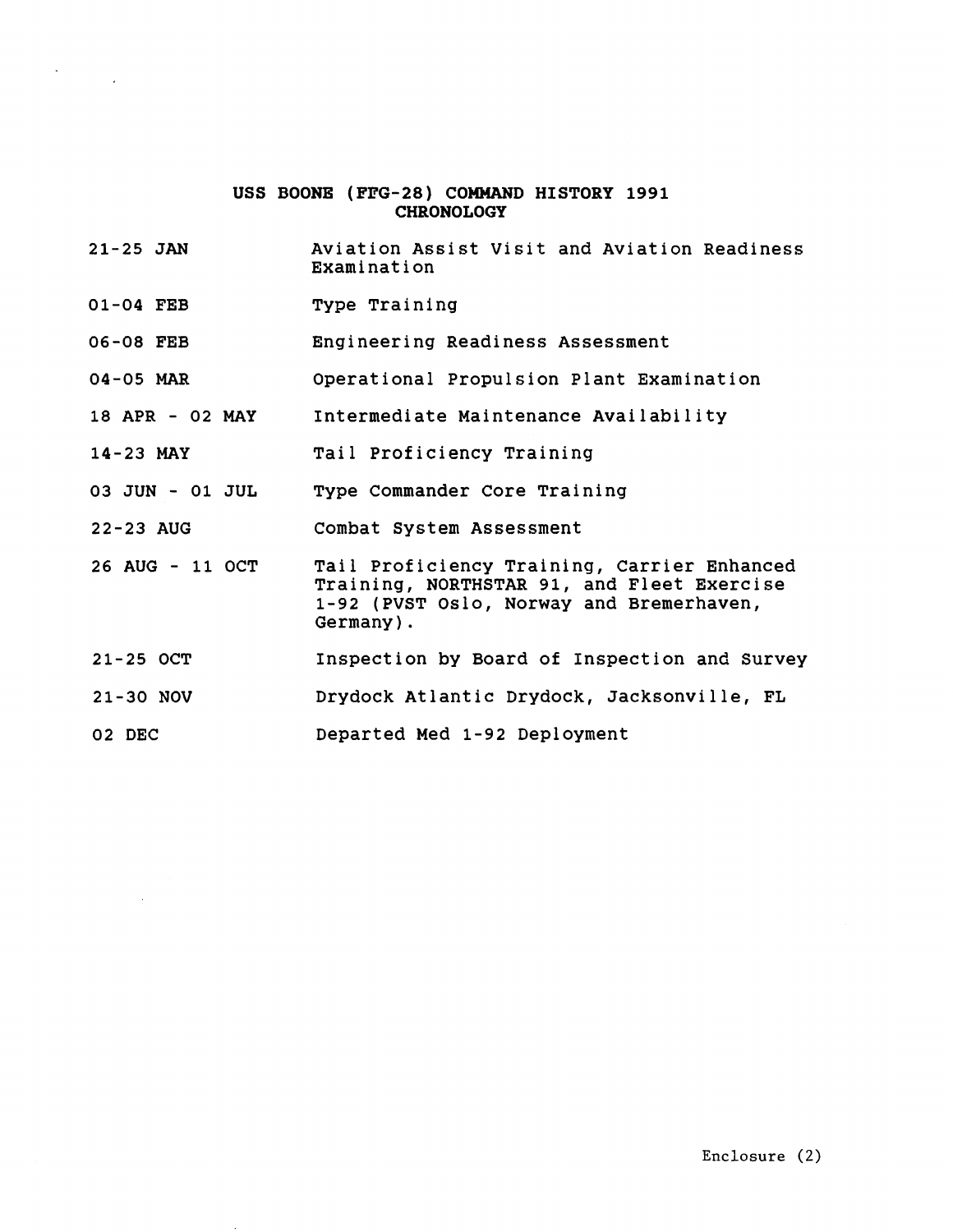## USS BOONE (FFG-28) COMMAND HISTORY 1991
## CHRONOLOGY

| | |
|---|---|
| 21-25 JAN | Aviation Assist Visit and Aviation Readiness Examination |
| 01-04 FEB | Type Training |
| 06-08 FEB | Engineering Readiness Assessment |
| 04-05 MAR | Operational Propulsion Plant Examination |
| 18 APR - 02 MAY | Intermediate Maintenance Availability |
| 14-23 MAY | Tail Proficiency Training |
| 03 JUN - 01 JUL | Type Commander Core Training |
| 22-23 AUG | Combat System Assessment |
| 26 AUG - 11 OCT | Tail Proficiency Training, Carrier Enhanced Training, NORTHSTAR 91, and Fleet Exercise 1-92 (PVST Oslo, Norway and Bremerhaven, Germany). |
| 21-25 OCT | Inspection by Board of Inspection and Survey |
| 21-30 NOV | Drydock Atlantic Drydock, Jacksonville, FL |
| 02 DEC | Departed Med 1-92 Deployment |

Enclosure (2)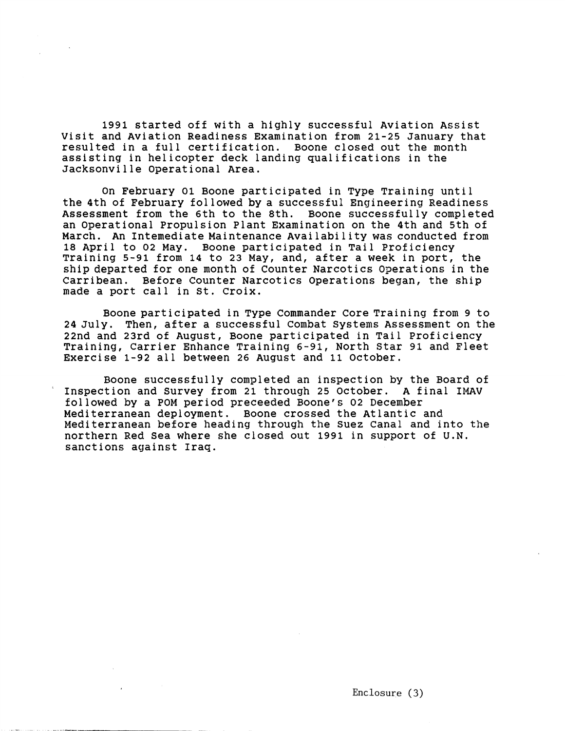1991 started off with a highly successful Aviation Assist Visit and Aviation Readiness Examination from 21-25 January that resulted in a full certification. Boone closed out the month assisting in helicopter deck landing qualifications in the Jacksonville Operational Area.

On February 01 Boone participated in Type Training until the 4th of February followed by a successful Engineering Readiness Assessment from the 6th to the 8th. Boone successfully completed an Operational Propulsion Plant Examination on the 4th and 5th of March. An Intemediate Maintenance Availability was conducted from 18 April to 02 May. Boone participated in Tail Proficiency Training 5-91 from 14 to 23 May, and, after a week in port, the ship departed for one month of Counter Narcotics Operations in the Carribean. Before Counter Narcotics Operations began, the ship made a port call in St. Croix.

Boone participated in Type Commander Core Training from 9 to 24 July. Then, after a successful Combat Systems Assessment on the 22nd and 23rd of August, Boone participated in Tail Proficiency Training, Carrier Enhance Training 6-91, North Star 91 and Fleet Exercise 1-92 all between 26 August and 11 October.

Boone successfully completed an inspection by the Board of Inspection and Survey from 21 through 25 October. A final IMAV followed by a POM period preceeded Boone's 02 December Mediterranean deployment. Boone crossed the Atlantic and Mediterranean before heading through the Suez Canal and into the northern Red Sea where she closed out 1991 in support of U.N. sanctions against Iraq.

Enclosure (3)